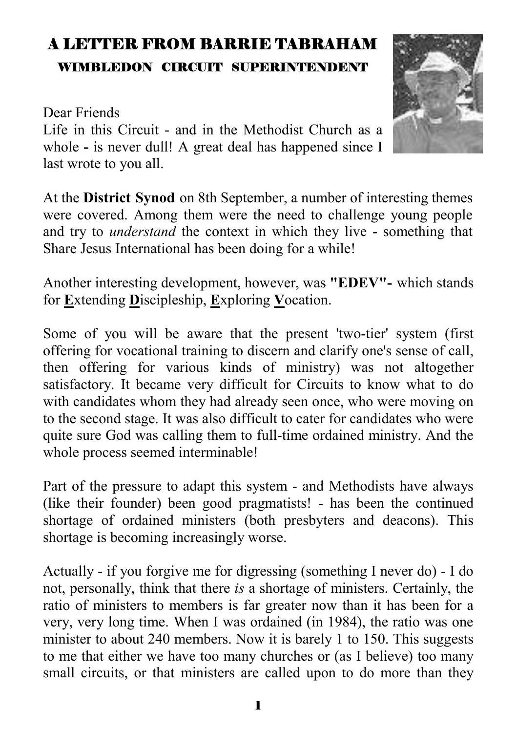# A LETTER FROM BARRIE TABRAHAM

## WIMBLEDON CIRCUIT SUPERINTENDENT

Dear Friends

Life in this Circuit - and in the Methodist Church as a whole **-** is never dull! A great deal has happened since I last wrote to you all.

At the **District Synod** on 8th September, a number of interesting themes were covered. Among them were the need to challenge young people and try to *understand* the context in which they live - something that Share Jesus International has been doing for a while!

Another interesting development, however, was **"EDEV"-** which stands for **E**xtending **D**iscipleship, **E**xploring **V**ocation.

Some of you will be aware that the present 'two-tier' system (first offering for vocational training to discern and clarify one's sense of call, then offering for various kinds of ministry) was not altogether satisfactory. It became very difficult for Circuits to know what to do with candidates whom they had already seen once, who were moving on to the second stage. It was also difficult to cater for candidates who were quite sure God was calling them to full-time ordained ministry. And the whole process seemed interminable!

Part of the pressure to adapt this system - and Methodists have always (like their founder) been good pragmatists! - has been the continued shortage of ordained ministers (both presbyters and deacons). This shortage is becoming increasingly worse.

Actually - if you forgive me for digressing (something I never do) - I do not, personally, think that there *is* a shortage of ministers. Certainly, the ratio of ministers to members is far greater now than it has been for a very, very long time. When I was ordained (in 1984), the ratio was one minister to about 240 members. Now it is barely 1 to 150. This suggests to me that either we have too many churches or (as I believe) too many small circuits, or that ministers are called upon to do more than they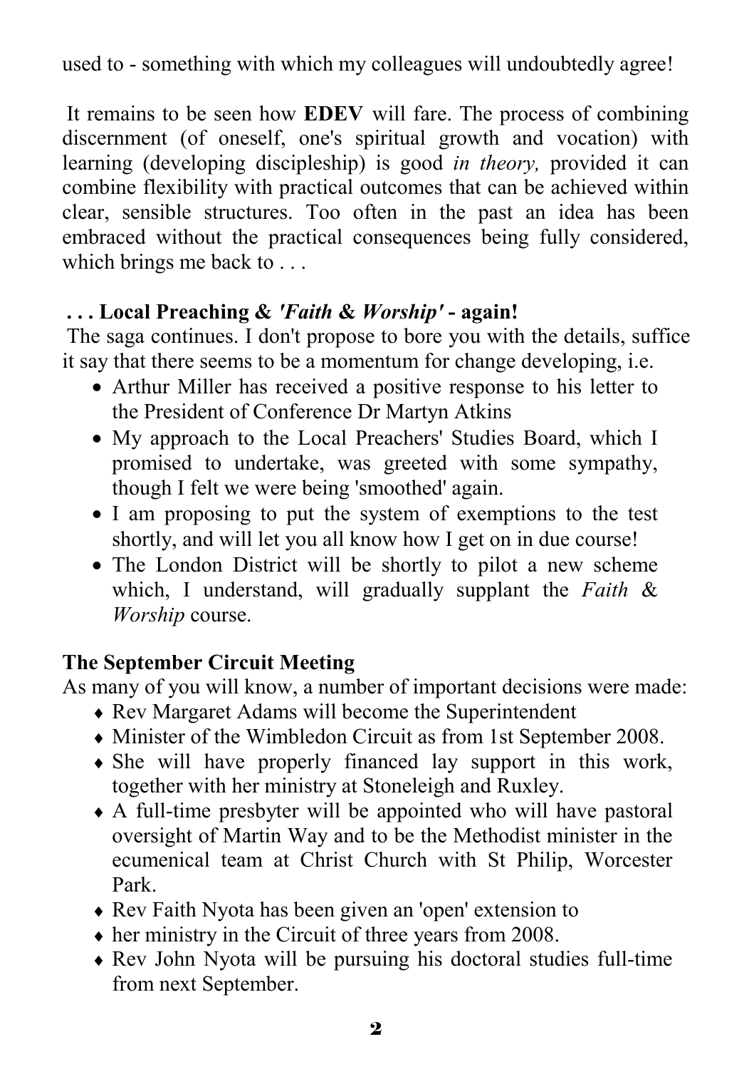used to - something with which my colleagues will undoubtedly agree!

It remains to be seen how **EDEV** will fare. The process of combining discernment (of oneself, one's spiritual growth and vocation) with learning (developing discipleship) is good *in theory,* provided it can combine flexibility with practical outcomes that can be achieved within clear, sensible structures. Too often in the past an idea has been embraced without the practical consequences being fully considered, which brings me back to . . .

### . . . Local Preaching & *'Faith & Worship'* - again!

The saga continues. I don't propose to bore you with the details, suffice it say that there seems to be a momentum for change developing, i.e.

- Arthur Miller has received a positive response to his letter to the President of Conference Dr Martyn Atkins
- My approach to the Local Preachers' Studies Board, which I promised to undertake, was greeted with some sympathy, though I felt we were being 'smoothed' again.
- I am proposing to put the system of exemptions to the test shortly, and will let you all know how I get on in due course!
- The London District will be shortly to pilot a new scheme which, I understand, will gradually supplant the *Faith & Worship* course.

### The September Circuit Meeting

As many of you will know, a number of important decisions were made:

- Rev Margaret Adams will become the Superintendent
- Minister of the Wimbledon Circuit as from 1st September 2008.
- She will have properly financed lay support in this work, together with her ministry at Stoneleigh and Ruxley.
- A full-time presbyter will be appointed who will have pastoral oversight of Martin Way and to be the Methodist minister in the ecumenical team at Christ Church with St Philip, Worcester Park.
- Rev Faith Nyota has been given an 'open' extension to
- her ministry in the Circuit of three years from 2008.
- Rev John Nyota will be pursuing his doctoral studies full-time from next September.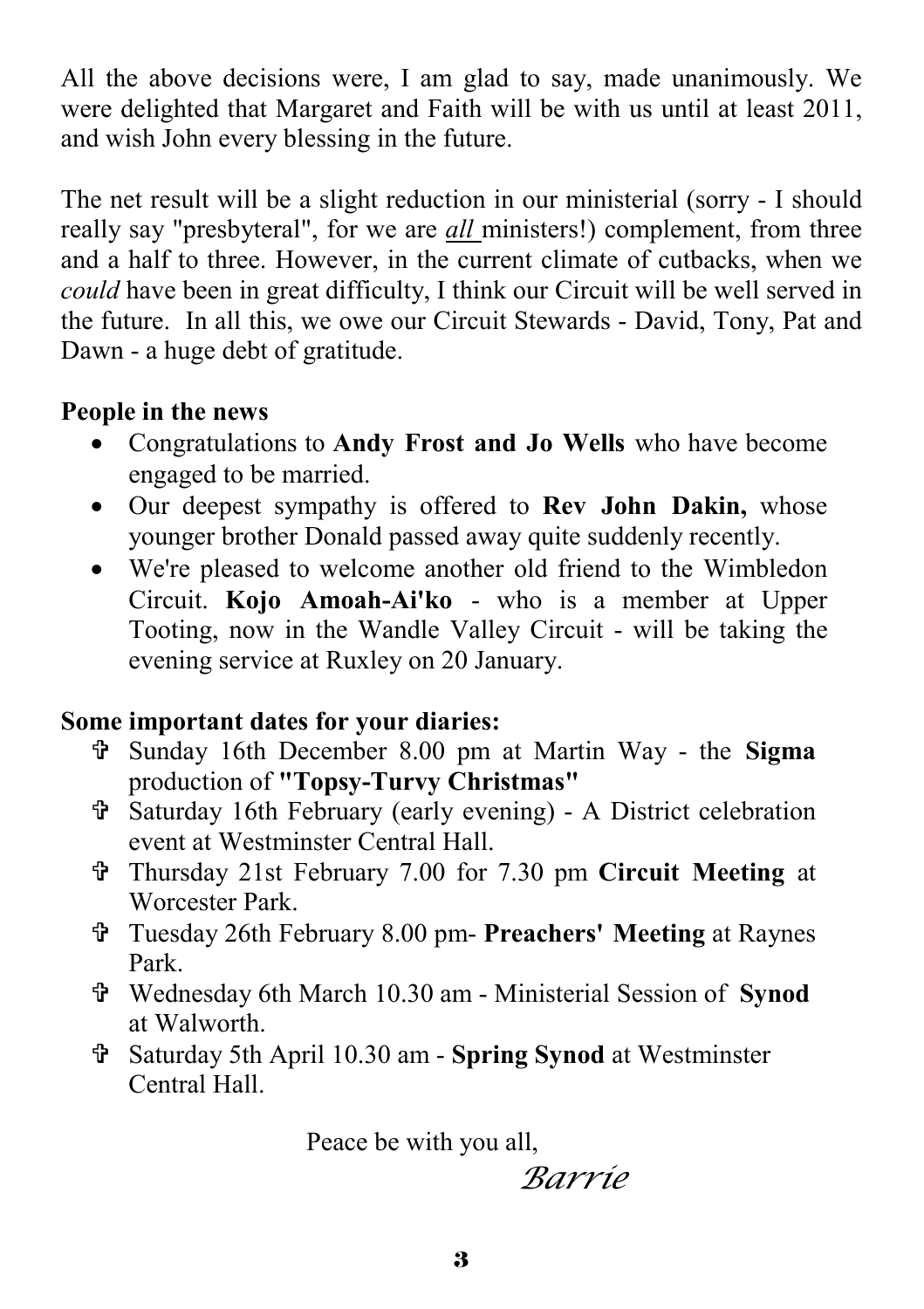All the above decisions were, I am glad to say, made unanimously. We were delighted that Margaret and Faith will be with us until at least 2011, and wish John every blessing in the future.

The net result will be a slight reduction in our ministerial (sorry - I should really say "presbyteral", for we are ***all*** ministers!) complement, from three and a half to three. However, in the current climate of cutbacks, when we *could* have been in great difficulty, I think our Circuit will be well served in the future. In all this, we owe our Circuit Stewards - David, Tony, Pat and Dawn - a huge debt of gratitude.

**People in the news**

- Congratulations to **Andy Frost and Jo Wells** who have become engaged to be married.
- Our deepest sympathy is offered to **Rev John Dakin,** whose younger brother Donald passed away quite suddenly recently.
- We're pleased to welcome another old friend to the Wimbledon Circuit. **Kojo Amoah-Ai'ko** - who is a member at Upper Tooting, now in the Wandle Valley Circuit - will be taking the evening service at Ruxley on 20 January.

**Some important dates for your diaries:**

- ✞ Sunday 16th December 8.00 pm at Martin Way - the **Sigma** production of **"Topsy-Turvy Christmas"**
- ✞ Saturday 16th February (early evening) - A District celebration event at Westminster Central Hall.
- ✞ Thursday 21st February 7.00 for 7.30 pm **Circuit Meeting** at Worcester Park.
- ✞ Tuesday 26th February 8.00 pm- **Preachers' Meeting** at Raynes Park.
- ✞ Wednesday 6th March 10.30 am - Ministerial Session of **Synod** at Walworth.
- ✞ Saturday 5th April 10.30 am - **Spring Synod** at Westminster Central Hall.

Peace be with you all,

*Barrie*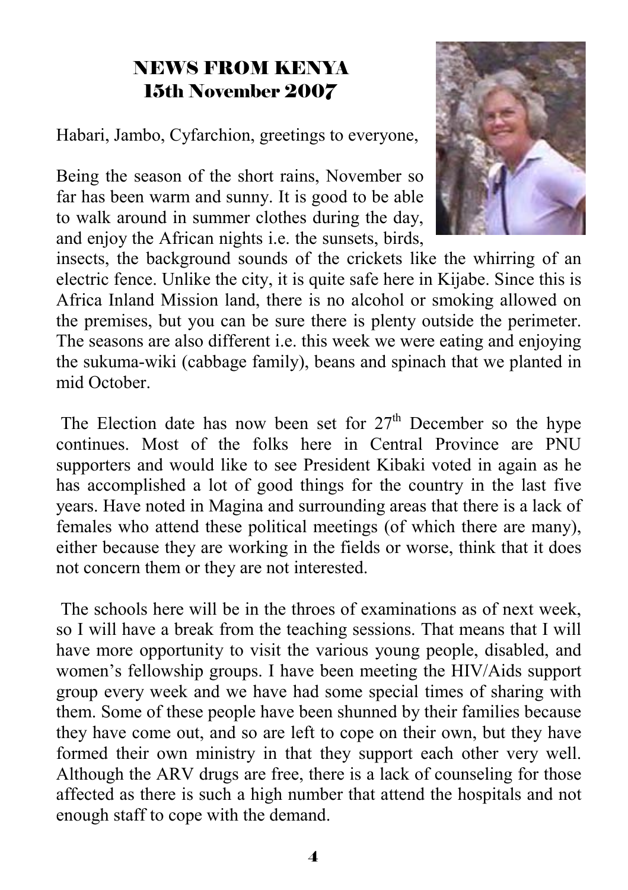# NEWS FROM KENYA
## 15th November 2007

Habari, Jambo, Cyfarchion, greetings to everyone,

Being the season of the short rains, November so far has been warm and sunny. It is good to be able to walk around in summer clothes during the day, and enjoy the African nights i.e. the sunsets, birds, insects, the background sounds of the crickets like the whirring of an electric fence. Unlike the city, it is quite safe here in Kijabe. Since this is Africa Inland Mission land, there is no alcohol or smoking allowed on the premises, but you can be sure there is plenty outside the perimeter. The seasons are also different i.e. this week we were eating and enjoying the sukuma-wiki (cabbage family), beans and spinach that we planted in mid October.

The Election date has now been set for 27th December so the hype continues. Most of the folks here in Central Province are PNU supporters and would like to see President Kibaki voted in again as he has accomplished a lot of good things for the country in the last five years. Have noted in Magina and surrounding areas that there is a lack of females who attend these political meetings (of which there are many), either because they are working in the fields or worse, think that it does not concern them or they are not interested.

The schools here will be in the throes of examinations as of next week, so I will have a break from the teaching sessions. That means that I will have more opportunity to visit the various young people, disabled, and women's fellowship groups. I have been meeting the HIV/Aids support group every week and we have had some special times of sharing with them. Some of these people have been shunned by their families because they have come out, and so are left to cope on their own, but they have formed their own ministry in that they support each other very well. Although the ARV drugs are free, there is a lack of counseling for those affected as there is such a high number that attend the hospitals and not enough staff to cope with the demand.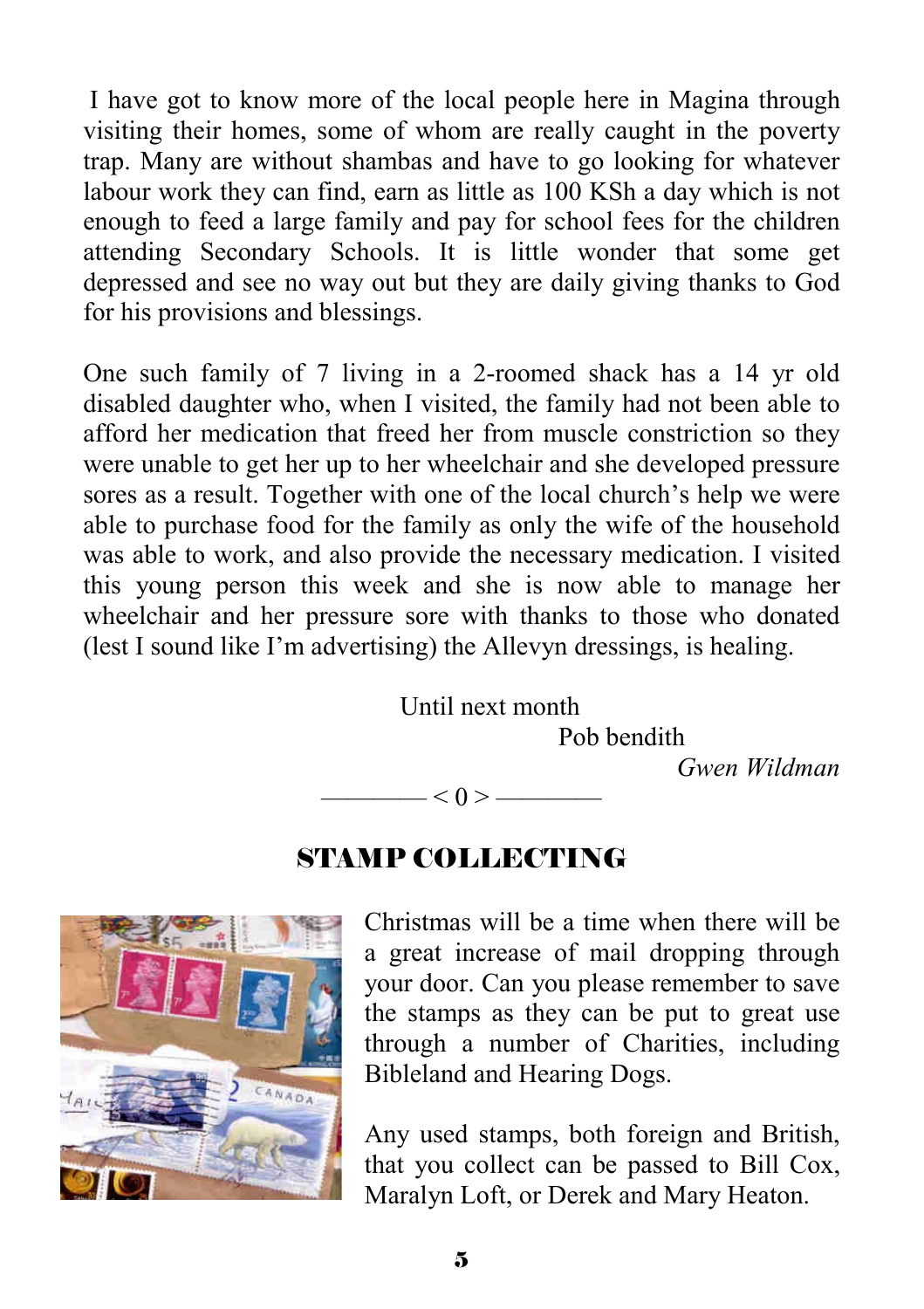I have got to know more of the local people here in Magina through visiting their homes, some of whom are really caught in the poverty trap. Many are without shambas and have to go looking for whatever labour work they can find, earn as little as 100 KSh a day which is not enough to feed a large family and pay for school fees for the children attending Secondary Schools. It is little wonder that some get depressed and see no way out but they are daily giving thanks to God for his provisions and blessings.

One such family of 7 living in a 2-roomed shack has a 14 yr old disabled daughter who, when I visited, the family had not been able to afford her medication that freed her from muscle constriction so they were unable to get her up to her wheelchair and she developed pressure sores as a result. Together with one of the local church's help we were able to purchase food for the family as only the wife of the household was able to work, and also provide the necessary medication. I visited this young person this week and she is now able to manage her wheelchair and her pressure sore with thanks to those who donated (lest I sound like I'm advertising) the Allevyn dressings, is healing.

Until next month

Pob bendith

*Gwen Wildman*

———— < 0 > ————

## STAMP COLLECTING

Christmas will be a time when there will be a great increase of mail dropping through your door. Can you please remember to save the stamps as they can be put to great use through a number of Charities, including Bibleland and Hearing Dogs.

Any used stamps, both foreign and British, that you collect can be passed to Bill Cox, Maralyn Loft, or Derek and Mary Heaton.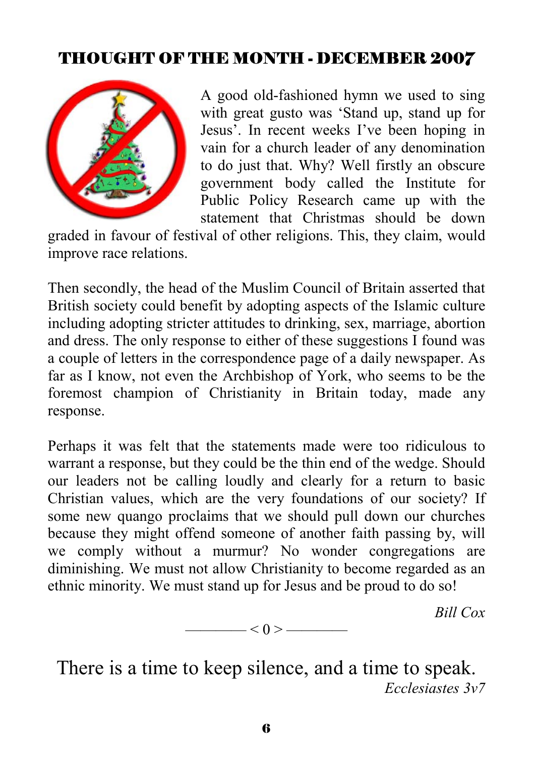## THOUGHT OF THE MONTH - DECEMBER 2007

A good old-fashioned hymn we used to sing with great gusto was 'Stand up, stand up for Jesus'. In recent weeks I've been hoping in vain for a church leader of any denomination to do just that. Why? Well firstly an obscure government body called the Institute for Public Policy Research came up with the statement that Christmas should be down graded in favour of festival of other religions. This, they claim, would improve race relations.

Then secondly, the head of the Muslim Council of Britain asserted that British society could benefit by adopting aspects of the Islamic culture including adopting stricter attitudes to drinking, sex, marriage, abortion and dress. The only response to either of these suggestions I found was a couple of letters in the correspondence page of a daily newspaper. As far as I know, not even the Archbishop of York, who seems to be the foremost champion of Christianity in Britain today, made any response.

Perhaps it was felt that the statements made were too ridiculous to warrant a response, but they could be the thin end of the wedge. Should our leaders not be calling loudly and clearly for a return to basic Christian values, which are the very foundations of our society? If some new quango proclaims that we should pull down our churches because they might offend someone of another faith passing by, will we comply without a murmur? No wonder congregations are diminishing. We must not allow Christianity to become regarded as an ethnic minority. We must stand up for Jesus and be proud to do so!

*Bill Cox*

———— < 0 > ————

There is a time to keep silence, and a time to speak.

*Ecclesiastes 3v7*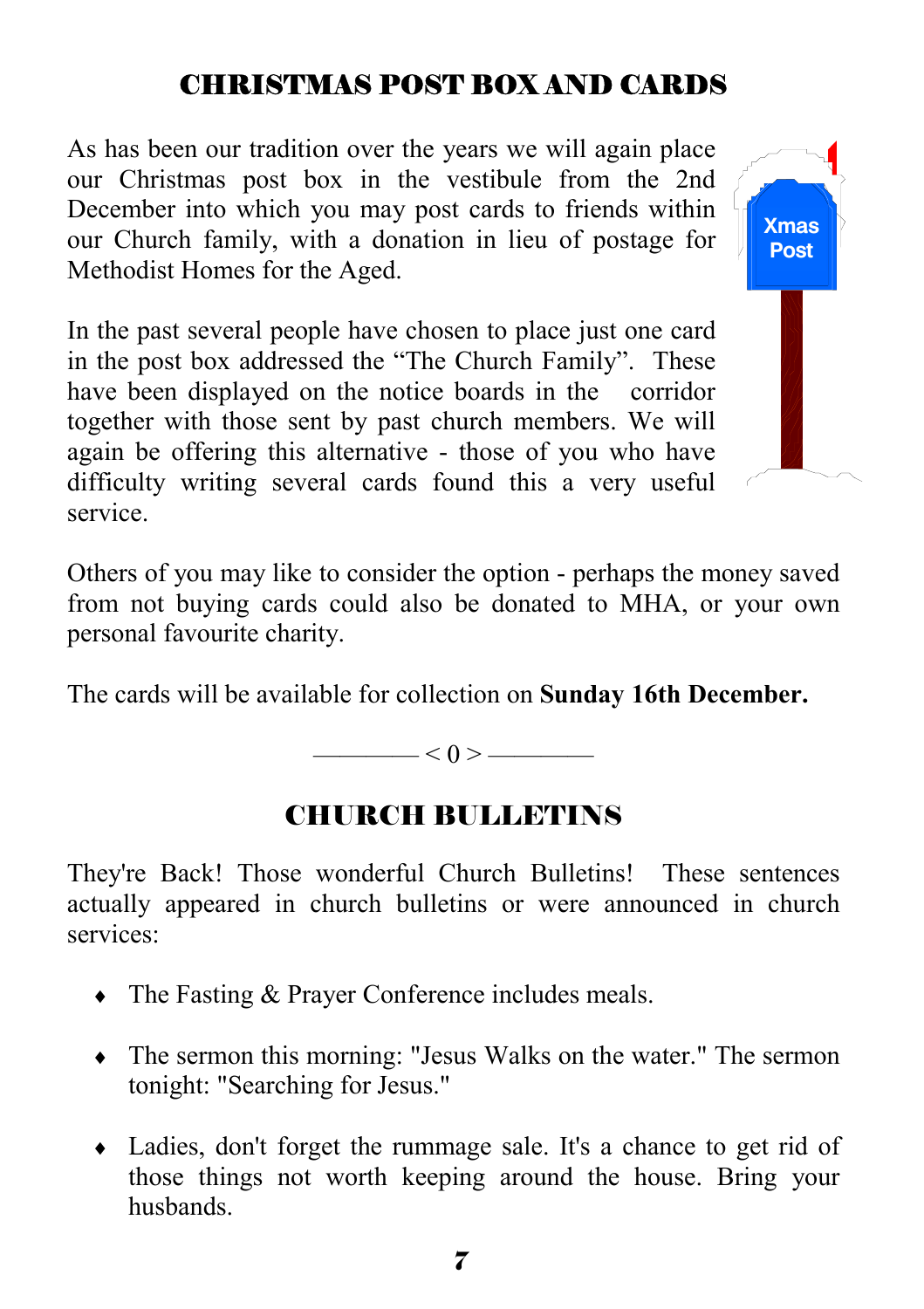## CHRISTMAS POST BOX AND CARDS

As has been our tradition over the years we will again place our Christmas post box in the vestibule from the 2nd December into which you may post cards to friends within our Church family, with a donation in lieu of postage for Methodist Homes for the Aged.

In the past several people have chosen to place just one card in the post box addressed the "The Church Family". These have been displayed on the notice boards in the corridor together with those sent by past church members. We will again be offering this alternative - those of you who have difficulty writing several cards found this a very useful service.

Others of you may like to consider the option - perhaps the money saved from not buying cards could also be donated to MHA, or your own personal favourite charity.

The cards will be available for collection on **Sunday 16th December.**

———— < 0 > ————

## CHURCH BULLETINS

They're Back! Those wonderful Church Bulletins! These sentences actually appeared in church bulletins or were announced in church services:

- The Fasting & Prayer Conference includes meals.
- The sermon this morning: "Jesus Walks on the water." The sermon tonight: "Searching for Jesus."
- Ladies, don't forget the rummage sale. It's a chance to get rid of those things not worth keeping around the house. Bring your husbands.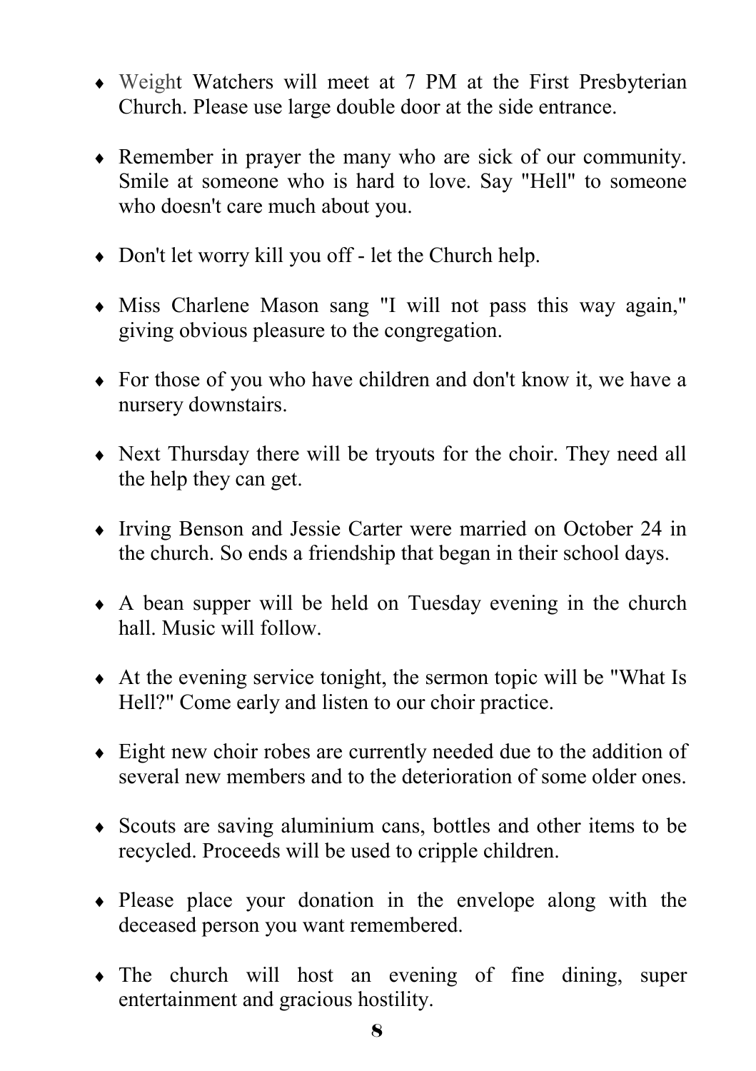- Weight Watchers will meet at 7 PM at the First Presbyterian Church. Please use large double door at the side entrance.

- Remember in prayer the many who are sick of our community. Smile at someone who is hard to love. Say "Hell" to someone who doesn't care much about you.

- Don't let worry kill you off - let the Church help.

- Miss Charlene Mason sang "I will not pass this way again," giving obvious pleasure to the congregation.

- For those of you who have children and don't know it, we have a nursery downstairs.

- Next Thursday there will be tryouts for the choir. They need all the help they can get.

- Irving Benson and Jessie Carter were married on October 24 in the church. So ends a friendship that began in their school days.

- A bean supper will be held on Tuesday evening in the church hall. Music will follow.

- At the evening service tonight, the sermon topic will be "What Is Hell?" Come early and listen to our choir practice.

- Eight new choir robes are currently needed due to the addition of several new members and to the deterioration of some older ones.

- Scouts are saving aluminium cans, bottles and other items to be recycled. Proceeds will be used to cripple children.

- Please place your donation in the envelope along with the deceased person you want remembered.

- The church will host an evening of fine dining, super entertainment and gracious hostility.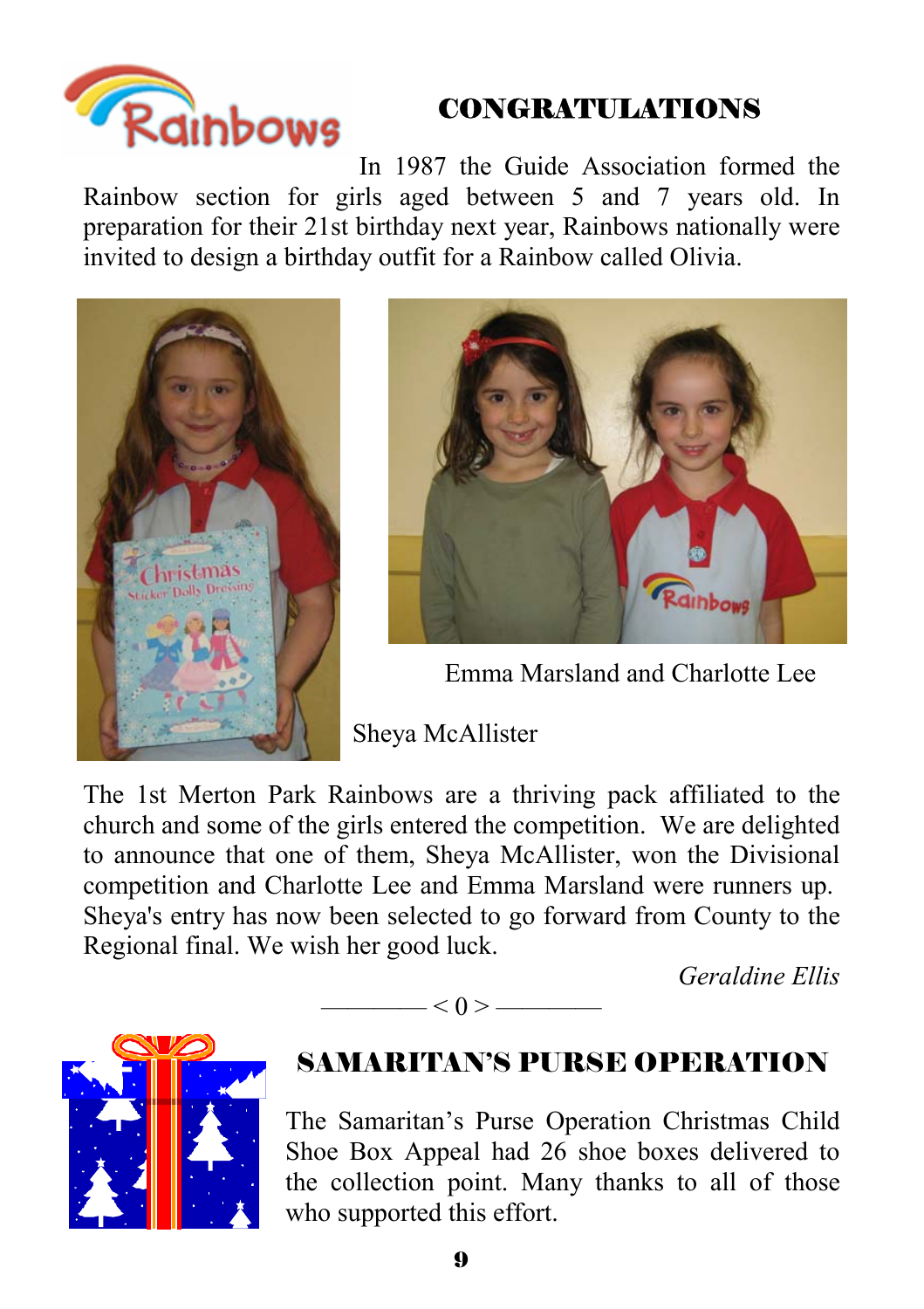## CONGRATULATIONS

In 1987 the Guide Association formed the Rainbow section for girls aged between 5 and 7 years old. In preparation for their 21st birthday next year, Rainbows nationally were invited to design a birthday outfit for a Rainbow called Olivia.

Emma Marsland and Charlotte Lee

Sheya McAllister

The 1st Merton Park Rainbows are a thriving pack affiliated to the church and some of the girls entered the competition. We are delighted to announce that one of them, Sheya McAllister, won the Divisional competition and Charlotte Lee and Emma Marsland were runners up. Sheya's entry has now been selected to go forward from County to the Regional final. We wish her good luck.

*Geraldine Ellis*

———— < 0 > ————

## SAMARITAN'S PURSE OPERATION

The Samaritan's Purse Operation Christmas Child Shoe Box Appeal had 26 shoe boxes delivered to the collection point. Many thanks to all of those who supported this effort.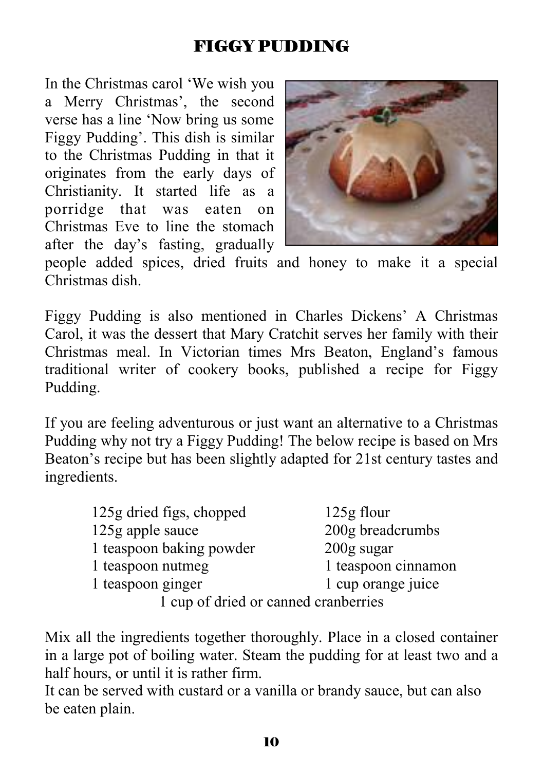# FIGGY PUDDING

In the Christmas carol 'We wish you a Merry Christmas', the second verse has a line 'Now bring us some Figgy Pudding'. This dish is similar to the Christmas Pudding in that it originates from the early days of Christianity. It started life as a porridge that was eaten on Christmas Eve to line the stomach after the day's fasting, gradually people added spices, dried fruits and honey to make it a special Christmas dish.

Figgy Pudding is also mentioned in Charles Dickens' A Christmas Carol, it was the dessert that Mary Cratchit serves her family with their Christmas meal. In Victorian times Mrs Beaton, England's famous traditional writer of cookery books, published a recipe for Figgy Pudding.

If you are feeling adventurous or just want an alternative to a Christmas Pudding why not try a Figgy Pudding! The below recipe is based on Mrs Beaton's recipe but has been slightly adapted for 21st century tastes and ingredients.

- 125g dried figs, chopped
- 125g flour
- 125g apple sauce
- 200g breadcrumbs
- 1 teaspoon baking powder
- 200g sugar
- 1 teaspoon nutmeg
- 1 teaspoon cinnamon
- 1 teaspoon ginger
- 1 cup orange juice
- 1 cup of dried or canned cranberries

Mix all the ingredients together thoroughly. Place in a closed container in a large pot of boiling water. Steam the pudding for at least two and a half hours, or until it is rather firm.

It can be served with custard or a vanilla or brandy sauce, but can also be eaten plain.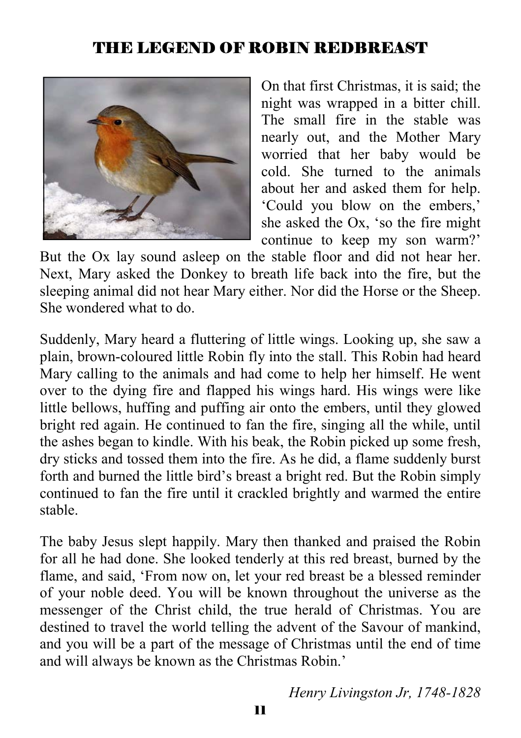# THE LEGEND OF ROBIN REDBREAST

On that first Christmas, it is said; the night was wrapped in a bitter chill. The small fire in the stable was nearly out, and the Mother Mary worried that her baby would be cold. She turned to the animals about her and asked them for help. 'Could you blow on the embers,' she asked the Ox, 'so the fire might continue to keep my son warm?' But the Ox lay sound asleep on the stable floor and did not hear her. Next, Mary asked the Donkey to breath life back into the fire, but the sleeping animal did not hear Mary either. Nor did the Horse or the Sheep. She wondered what to do.

Suddenly, Mary heard a fluttering of little wings. Looking up, she saw a plain, brown-coloured little Robin fly into the stall. This Robin had heard Mary calling to the animals and had come to help her himself. He went over to the dying fire and flapped his wings hard. His wings were like little bellows, huffing and puffing air onto the embers, until they glowed bright red again. He continued to fan the fire, singing all the while, until the ashes began to kindle. With his beak, the Robin picked up some fresh, dry sticks and tossed them into the fire. As he did, a flame suddenly burst forth and burned the little bird's breast a bright red. But the Robin simply continued to fan the fire until it crackled brightly and warmed the entire stable.

The baby Jesus slept happily. Mary then thanked and praised the Robin for all he had done. She looked tenderly at this red breast, burned by the flame, and said, 'From now on, let your red breast be a blessed reminder of your noble deed. You will be known throughout the universe as the messenger of the Christ child, the true herald of Christmas. You are destined to travel the world telling the advent of the Savour of mankind, and you will be a part of the message of Christmas until the end of time and will always be known as the Christmas Robin.'

*Henry Livingston Jr, 1748-1828*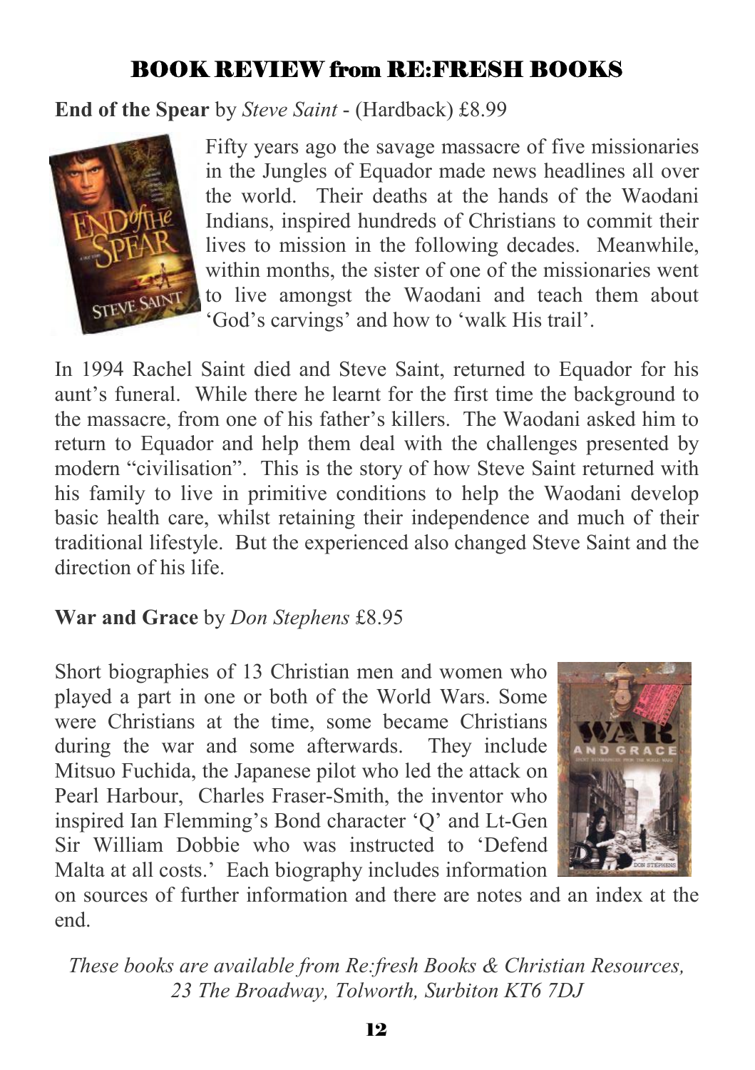## BOOK REVIEW from RE:FRESH BOOKS

**End of the Spear** by *Steve Saint* - (Hardback) £8.99

Fifty years ago the savage massacre of five missionaries in the Jungles of Equador made news headlines all over the world. Their deaths at the hands of the Waodani Indians, inspired hundreds of Christians to commit their lives to mission in the following decades. Meanwhile, within months, the sister of one of the missionaries went to live amongst the Waodani and teach them about 'God's carvings' and how to 'walk His trail'.

In 1994 Rachel Saint died and Steve Saint, returned to Equador for his aunt's funeral. While there he learnt for the first time the background to the massacre, from one of his father's killers. The Waodani asked him to return to Equador and help them deal with the challenges presented by modern "civilisation". This is the story of how Steve Saint returned with his family to live in primitive conditions to help the Waodani develop basic health care, whilst retaining their independence and much of their traditional lifestyle. But the experienced also changed Steve Saint and the direction of his life.

**War and Grace** by *Don Stephens* £8.95

Short biographies of 13 Christian men and women who played a part in one or both of the World Wars. Some were Christians at the time, some became Christians during the war and some afterwards. They include Mitsuo Fuchida, the Japanese pilot who led the attack on Pearl Harbour, Charles Fraser-Smith, the inventor who inspired Ian Flemming's Bond character 'Q' and Lt-Gen Sir William Dobbie who was instructed to 'Defend Malta at all costs.' Each biography includes information on sources of further information and there are notes and an index at the end.

*These books are available from Re:fresh Books & Christian Resources, 23 The Broadway, Tolworth, Surbiton KT6 7DJ*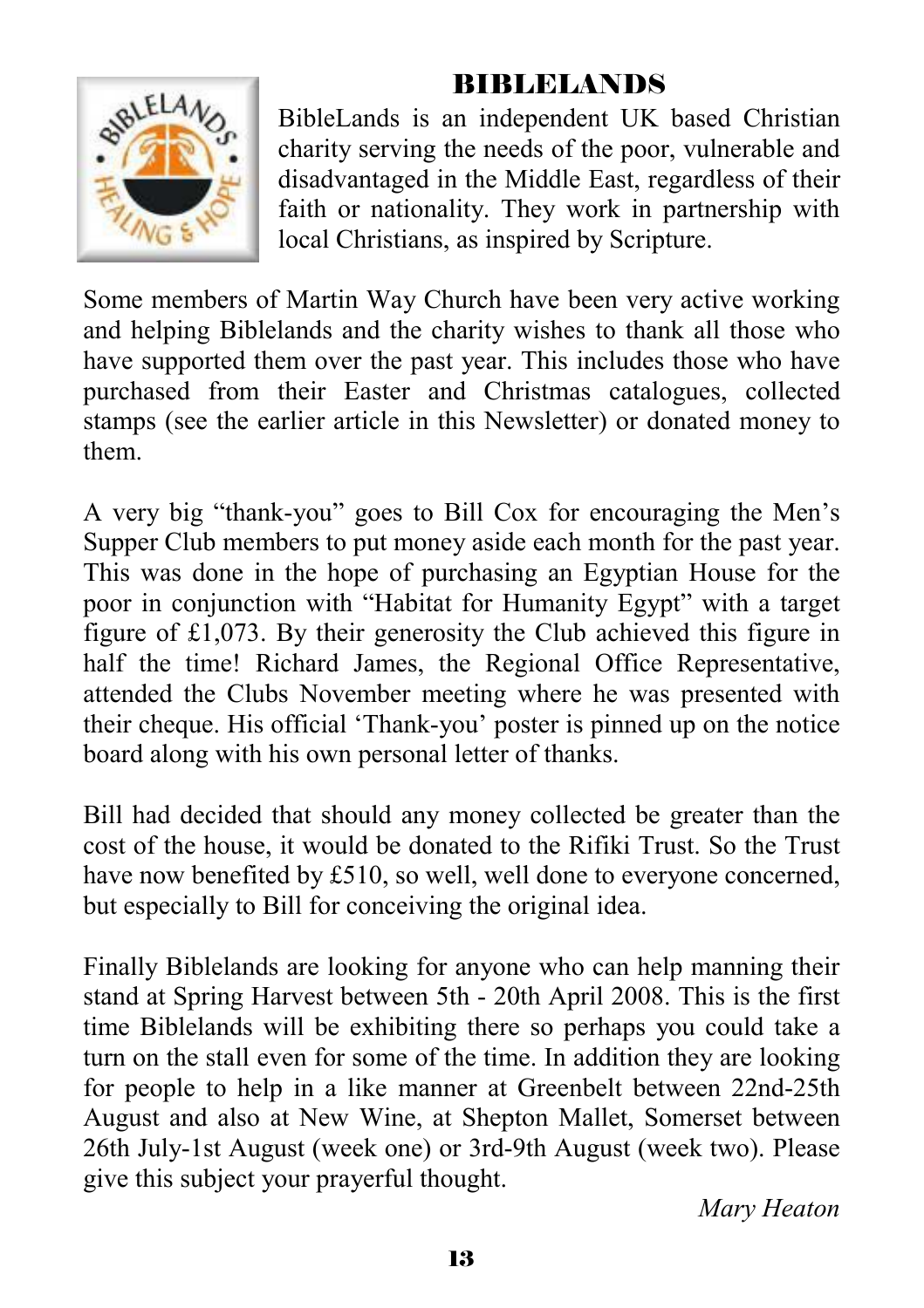# BIBLELANDS

BibleLands is an independent UK based Christian charity serving the needs of the poor, vulnerable and disadvantaged in the Middle East, regardless of their faith or nationality. They work in partnership with local Christians, as inspired by Scripture.

Some members of Martin Way Church have been very active working and helping Biblelands and the charity wishes to thank all those who have supported them over the past year. This includes those who have purchased from their Easter and Christmas catalogues, collected stamps (see the earlier article in this Newsletter) or donated money to them.

A very big "thank-you" goes to Bill Cox for encouraging the Men's Supper Club members to put money aside each month for the past year. This was done in the hope of purchasing an Egyptian House for the poor in conjunction with "Habitat for Humanity Egypt" with a target figure of £1,073. By their generosity the Club achieved this figure in half the time! Richard James, the Regional Office Representative, attended the Clubs November meeting where he was presented with their cheque. His official 'Thank-you' poster is pinned up on the notice board along with his own personal letter of thanks.

Bill had decided that should any money collected be greater than the cost of the house, it would be donated to the Rifiki Trust. So the Trust have now benefited by £510, so well, well done to everyone concerned, but especially to Bill for conceiving the original idea.

Finally Biblelands are looking for anyone who can help manning their stand at Spring Harvest between 5th - 20th April 2008. This is the first time Biblelands will be exhibiting there so perhaps you could take a turn on the stall even for some of the time. In addition they are looking for people to help in a like manner at Greenbelt between 22nd-25th August and also at New Wine, at Shepton Mallet, Somerset between 26th July-1st August (week one) or 3rd-9th August (week two). Please give this subject your prayerful thought.

*Mary Heaton*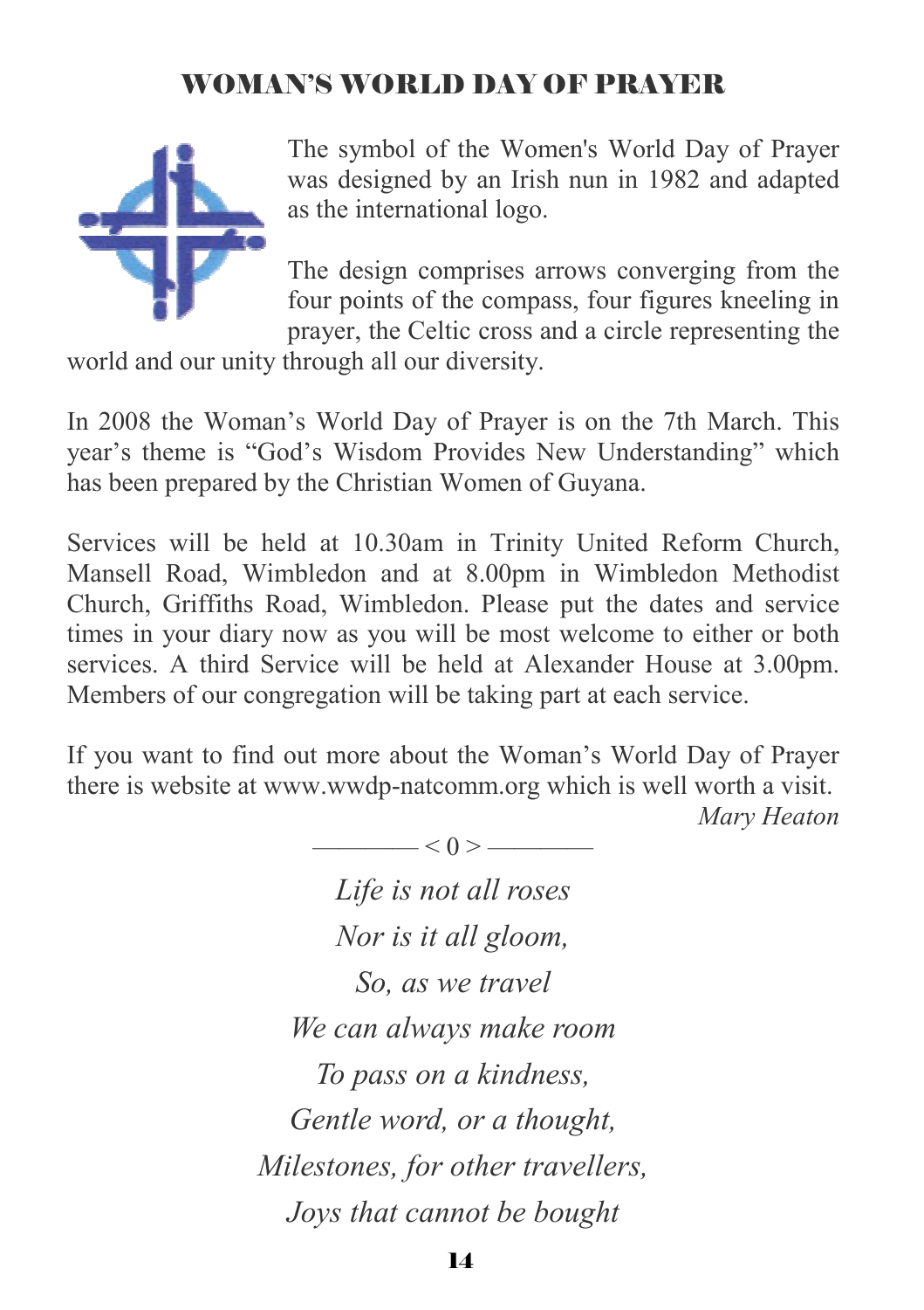## WOMAN'S WORLD DAY OF PRAYER

The symbol of the Women's World Day of Prayer was designed by an Irish nun in 1982 and adapted as the international logo.

The design comprises arrows converging from the four points of the compass, four figures kneeling in prayer, the Celtic cross and a circle representing the world and our unity through all our diversity.

In 2008 the Woman's World Day of Prayer is on the 7th March. This year's theme is "God's Wisdom Provides New Understanding" which has been prepared by the Christian Women of Guyana.

Services will be held at 10.30am in Trinity United Reform Church, Mansell Road, Wimbledon and at 8.00pm in Wimbledon Methodist Church, Griffiths Road, Wimbledon. Please put the dates and service times in your diary now as you will be most welcome to either or both services. A third Service will be held at Alexander House at 3.00pm. Members of our congregation will be taking part at each service.

If you want to find out more about the Woman's World Day of Prayer there is website at www.wwdp-natcomm.org which is well worth a visit.

*Mary Heaton*

———— < 0 > ————

*Life is not all roses*
*Nor is it all gloom,*
*So, as we travel*
*We can always make room*
*To pass on a kindness,*
*Gentle word, or a thought,*
*Milestones, for other travellers,*
*Joys that cannot be bought*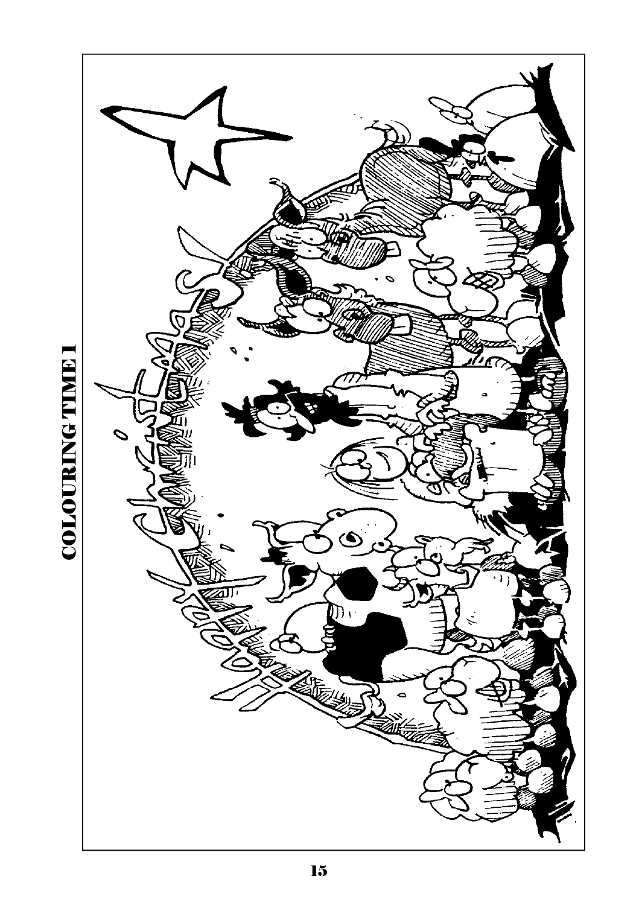# COLOURING TIME 1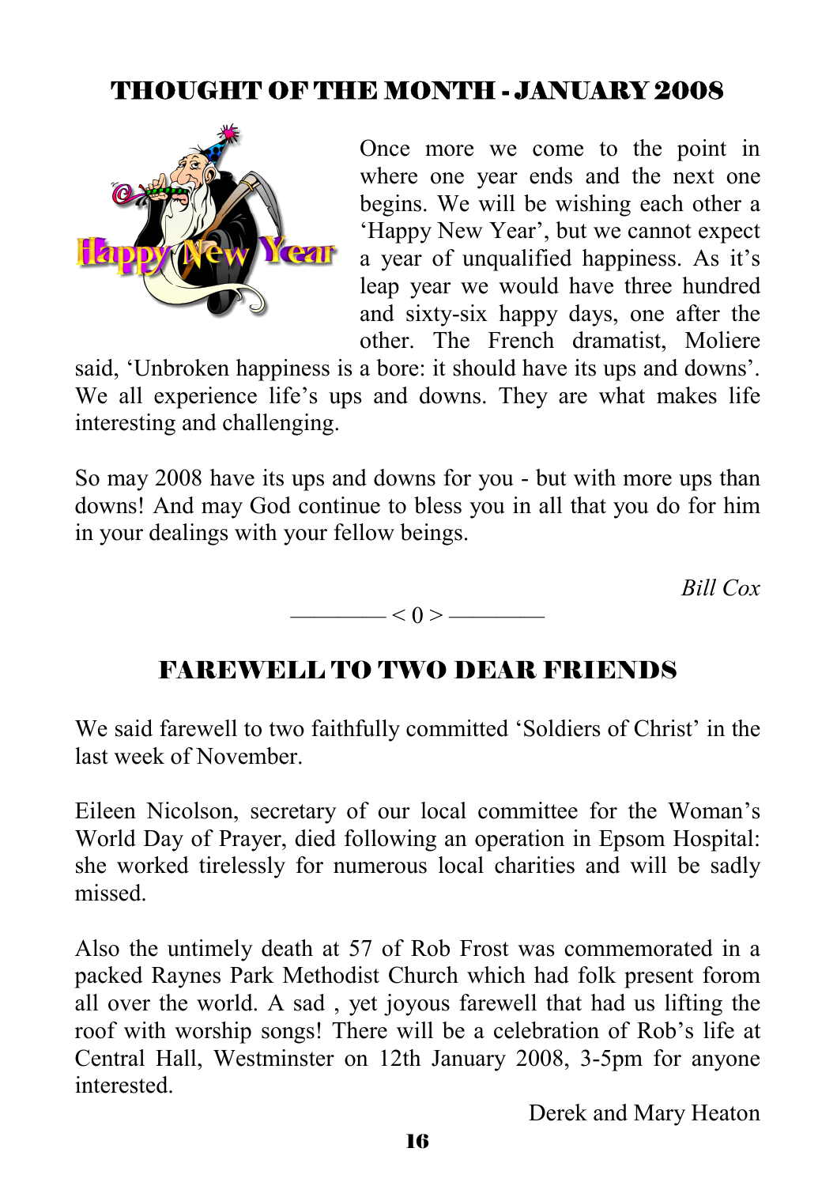## THOUGHT OF THE MONTH - JANUARY 2008

Once more we come to the point in where one year ends and the next one begins. We will be wishing each other a ‘Happy New Year’, but we cannot expect a year of unqualified happiness. As it’s leap year we would have three hundred and sixty-six happy days, one after the other. The French dramatist, Moliere said, ‘Unbroken happiness is a bore: it should have its ups and downs’. We all experience life’s ups and downs. They are what makes life interesting and challenging.

So may 2008 have its ups and downs for you - but with more ups than downs! And may God continue to bless you in all that you do for him in your dealings with your fellow beings.

*Bill Cox*

———— < 0 > ————

## FAREWELL TO TWO DEAR FRIENDS

We said farewell to two faithfully committed ‘Soldiers of Christ’ in the last week of November.

Eileen Nicolson, secretary of our local committee for the Woman’s World Day of Prayer, died following an operation in Epsom Hospital: she worked tirelessly for numerous local charities and will be sadly missed.

Also the untimely death at 57 of Rob Frost was commemorated in a packed Raynes Park Methodist Church which had folk present forom all over the world. A sad , yet joyous farewell that had us lifting the roof with worship songs! There will be a celebration of Rob’s life at Central Hall, Westminster on 12th January 2008, 3-5pm for anyone interested.

Derek and Mary Heaton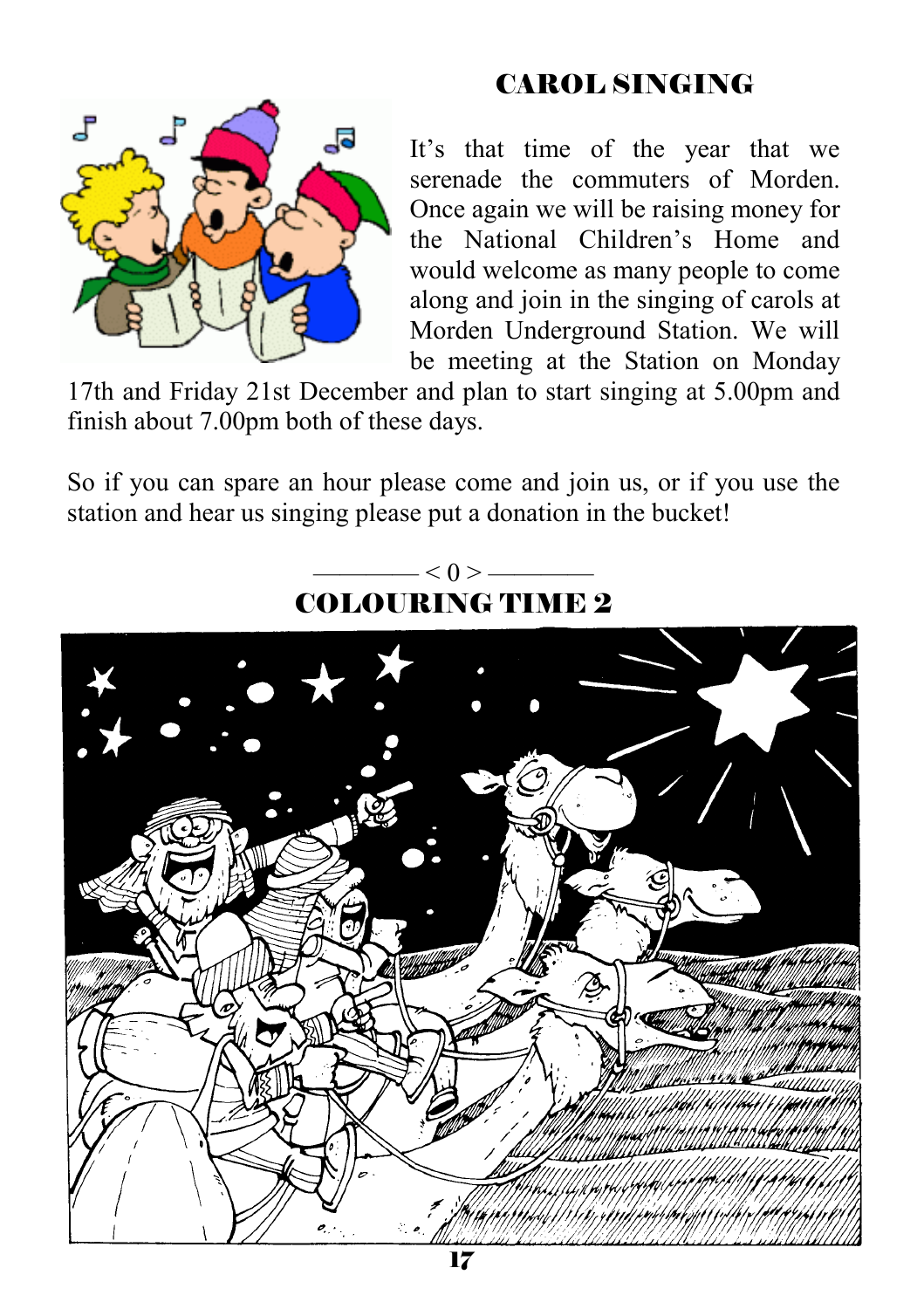## CAROL SINGING

It's that time of the year that we serenade the commuters of Morden. Once again we will be raising money for the National Children's Home and would welcome as many people to come along and join in the singing of carols at Morden Underground Station. We will be meeting at the Station on Monday 17th and Friday 21st December and plan to start singing at 5.00pm and finish about 7.00pm both of these days.

So if you can spare an hour please come and join us, or if you use the station and hear us singing please put a donation in the bucket!

———— < 0 > ————

## COLOURING TIME 2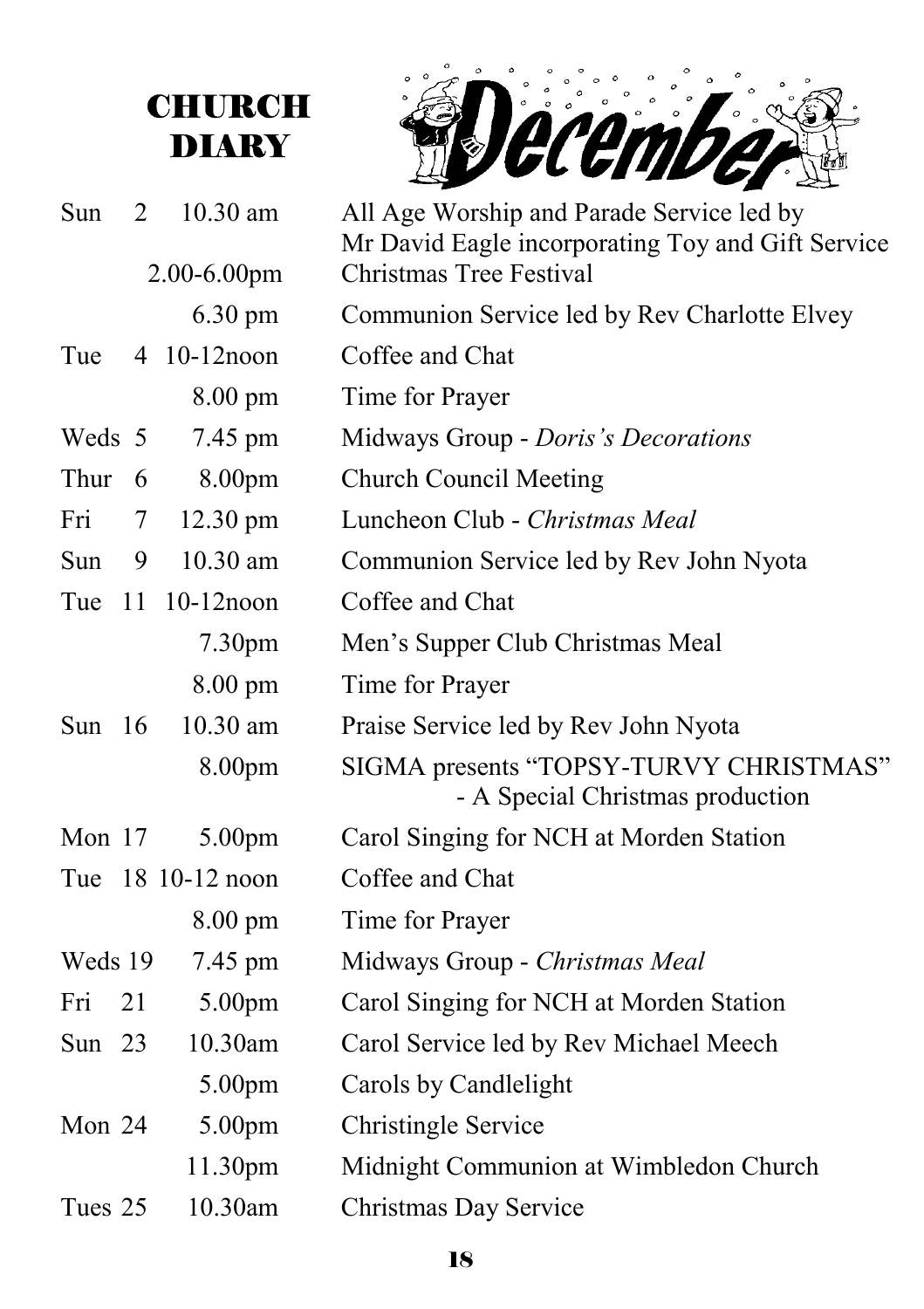# CHURCH DIARY

## December

| Day | Date | Time | Event |
|---|---|---|---|
| Sun | 2 | 10.30 am | All Age Worship and Parade Service led by Mr David Eagle incorporating Toy and Gift Service |
| | | 2.00-6.00pm | Christmas Tree Festival |
| | | 6.30 pm | Communion Service led by Rev Charlotte Elvey |
| Tue | 4 | 10-12noon | Coffee and Chat |
| | | 8.00 pm | Time for Prayer |
| Weds | 5 | 7.45 pm | Midways Group - *Doris's Decorations* |
| Thur | 6 | 8.00pm | Church Council Meeting |
| Fri | 7 | 12.30 pm | Luncheon Club - *Christmas Meal* |
| Sun | 9 | 10.30 am | Communion Service led by Rev John Nyota |
| Tue | 11 | 10-12noon | Coffee and Chat |
| | | 7.30pm | Men's Supper Club Christmas Meal |
| | | 8.00 pm | Time for Prayer |
| Sun | 16 | 10.30 am | Praise Service led by Rev John Nyota |
| | | 8.00pm | SIGMA presents "TOPSY-TURVY CHRISTMAS" - A Special Christmas production |
| Mon | 17 | 5.00pm | Carol Singing for NCH at Morden Station |
| Tue | 18 | 10-12 noon | Coffee and Chat |
| | | 8.00 pm | Time for Prayer |
| Weds | 19 | 7.45 pm | Midways Group - *Christmas Meal* |
| Fri | 21 | 5.00pm | Carol Singing for NCH at Morden Station |
| Sun | 23 | 10.30am | Carol Service led by Rev Michael Meech |
| | | 5.00pm | Carols by Candlelight |
| Mon | 24 | 5.00pm | Christingle Service |
| | | 11.30pm | Midnight Communion at Wimbledon Church |
| Tues | 25 | 10.30am | Christmas Day Service |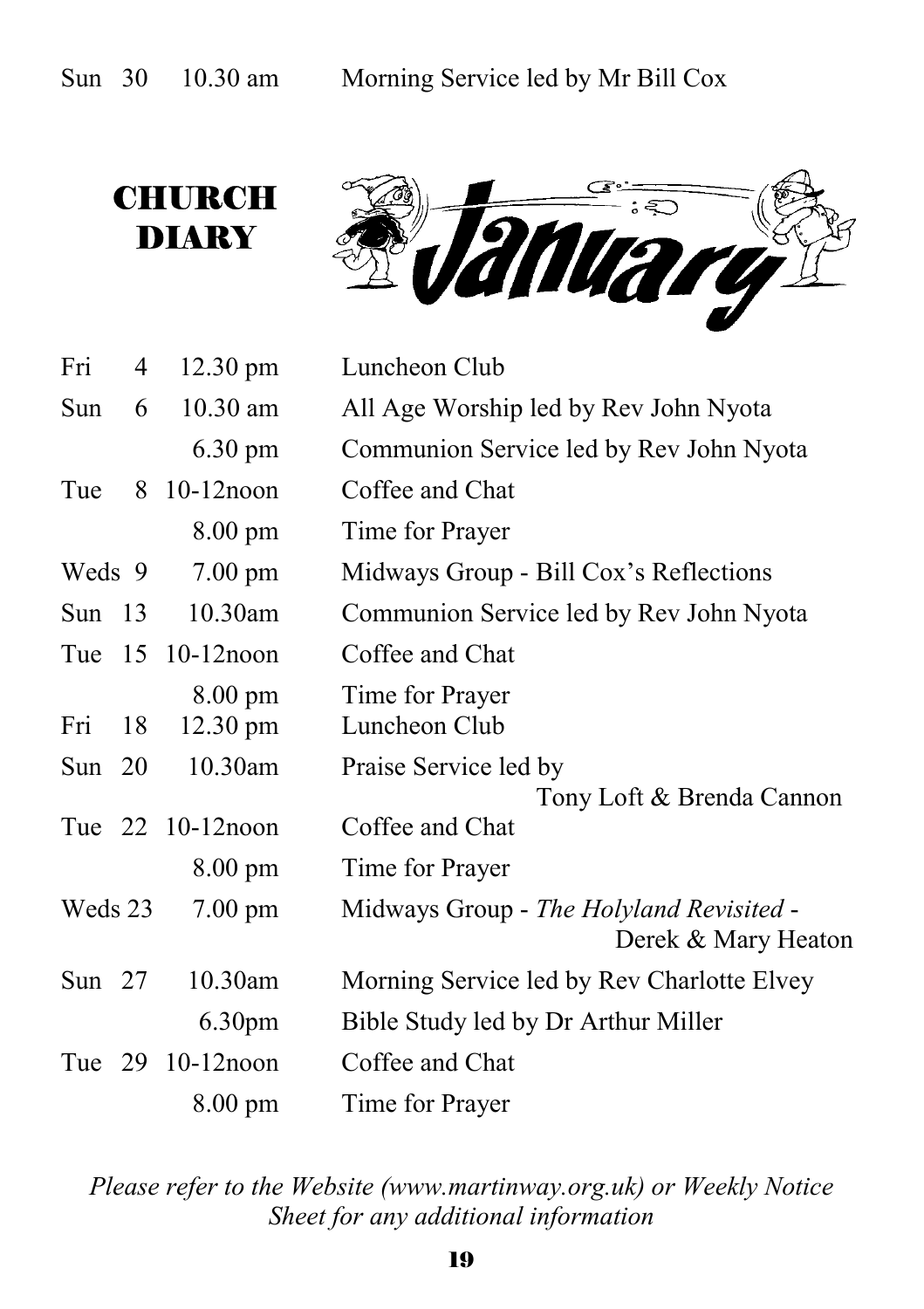| | | | |
|---|---|---|---|
| Sun | 30 | 10.30 am | Morning Service led by Mr Bill Cox |

# CHURCH DIARY

## January

| | | | |
|---|---|---|---|
| Fri | 4 | 12.30 pm | Luncheon Club |
| Sun | 6 | 10.30 am | All Age Worship led by Rev John Nyota |
| | | 6.30 pm | Communion Service led by Rev John Nyota |
| Tue | 8 | 10-12noon | Coffee and Chat |
| | | 8.00 pm | Time for Prayer |
| Weds | 9 | 7.00 pm | Midways Group - Bill Cox's Reflections |
| Sun | 13 | 10.30am | Communion Service led by Rev John Nyota |
| Tue | 15 | 10-12noon | Coffee and Chat |
| | | 8.00 pm | Time for Prayer |
| Fri | 18 | 12.30 pm | Luncheon Club |
| Sun | 20 | 10.30am | Praise Service led by Tony Loft & Brenda Cannon |
| Tue | 22 | 10-12noon | Coffee and Chat |
| | | 8.00 pm | Time for Prayer |
| Weds | 23 | 7.00 pm | Midways Group - *The Holyland Revisited* - Derek & Mary Heaton |
| Sun | 27 | 10.30am | Morning Service led by Rev Charlotte Elvey |
| | | 6.30pm | Bible Study led by Dr Arthur Miller |
| Tue | 29 | 10-12noon | Coffee and Chat |
| | | 8.00 pm | Time for Prayer |

*Please refer to the Website (www.martinway.org.uk) or Weekly Notice Sheet for any additional information*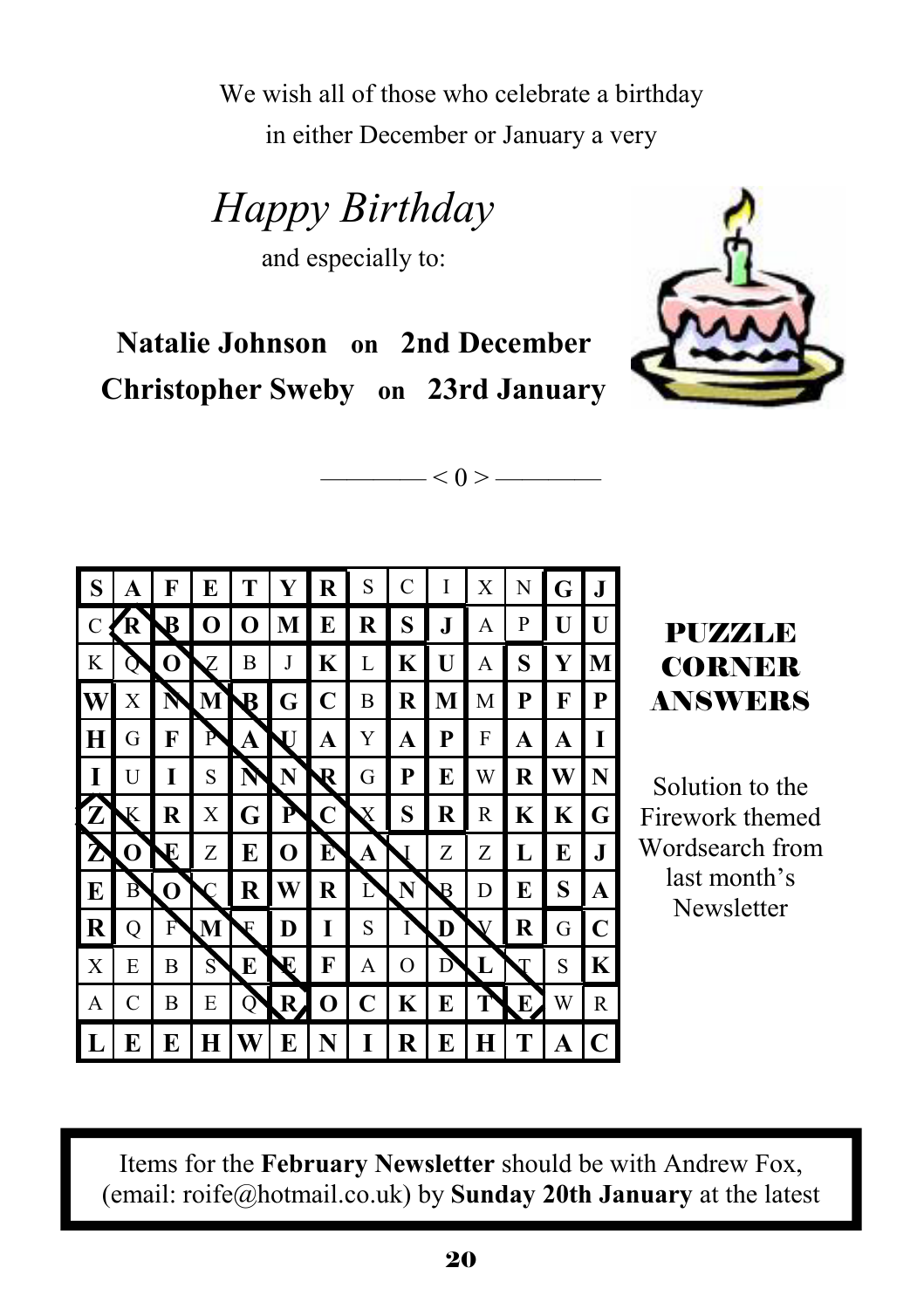We wish all of those who celebrate a birthday in either December or January a very

*Happy Birthday*

and especially to:

**Natalie Johnson** on **2nd December**
**Christopher Sweby** on **23rd January**

———— < 0 > ————

| | | | | | | | | | | | | | |
|---|---|---|---|---|---|---|---|---|---|---|---|---|---|
| S | A | F | E | T | Y | R | S | C | I | X | N | G | J |
| C | R | B | O | O | M | E | R | S | J | A | P | U | U |
| K | Q | O | Z | B | J | K | L | K | U | A | S | Y | M |
| W | X | N | M | B | G | C | B | R | M | M | P | F | P |
| H | G | F | P | A | U | A | Y | A | P | F | A | A | I |
| I | U | I | S | N | N | R | G | P | E | W | R | W | N |
| Z | K | R | X | G | P | C | X | S | R | R | K | K | G |
| Z | O | E | Z | E | O | E | A | I | Z | Z | L | E | J |
| E | B | O | C | R | W | R | L | N | B | D | E | S | A |
| R | Q | F | M | F | D | I | S | I | D | V | R | G | C |
| X | E | B | S | E | E | F | A | O | D | L | T | S | K |
| A | C | B | E | Q | R | O | C | K | E | T | E | W | R |
| L | E | E | H | W | E | N | I | R | E | H | T | A | C |

## PUZZLE CORNER ANSWERS

Solution to the Firework themed Wordsearch from last month's Newsletter

Items for the **February Newsletter** should be with Andrew Fox, (email: roife@hotmail.co.uk) by **Sunday 20th January** at the latest